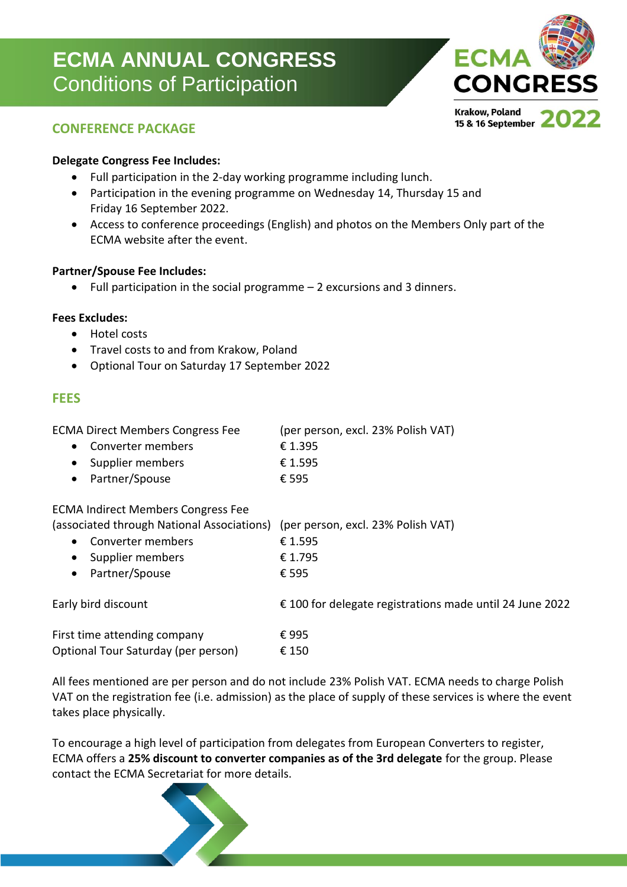# ECMA ANNUAL CONGRESS
Conditions of Participation

ECMA CONGRESS
Krakow, Poland
15 & 16 September 2022

## CONFERENCE PACKAGE

**Delegate Congress Fee Includes:**

- Full participation in the 2-day working programme including lunch.
- Participation in the evening programme on Wednesday 14, Thursday 15 and Friday 16 September 2022.
- Access to conference proceedings (English) and photos on the Members Only part of the ECMA website after the event.

**Partner/Spouse Fee Includes:**

- Full participation in the social programme – 2 excursions and 3 dinners.

**Fees Excludes:**

- Hotel costs
- Travel costs to and from Krakow, Poland
- Optional Tour on Saturday 17 September 2022

## FEES

ECMA Direct Members Congress Fee (per person, excl. 23% Polish VAT)

- Converter members € 1.395
- Supplier members € 1.595
- Partner/Spouse € 595

ECMA Indirect Members Congress Fee
(associated through National Associations) (per person, excl. 23% Polish VAT)

- Converter members € 1.595
- Supplier members € 1.795
- Partner/Spouse € 595

Early bird discount € 100 for delegate registrations made until 24 June 2022

First time attending company € 995
Optional Tour Saturday (per person) € 150

All fees mentioned are per person and do not include 23% Polish VAT. ECMA needs to charge Polish VAT on the registration fee (i.e. admission) as the place of supply of these services is where the event takes place physically.

To encourage a high level of participation from delegates from European Converters to register, ECMA offers a **25% discount to converter companies as of the 3rd delegate** for the group. Please contact the ECMA Secretariat for more details.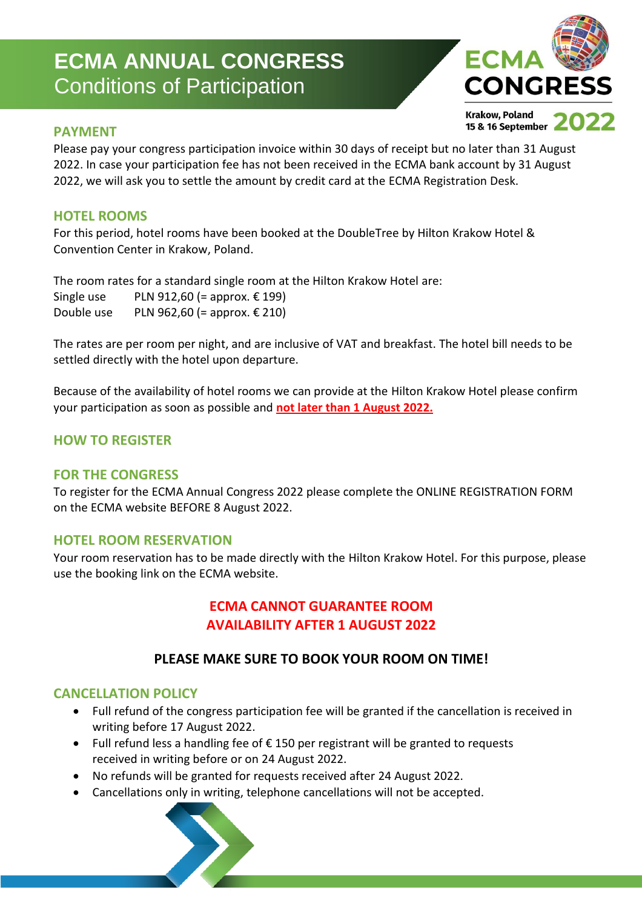# ECMA ANNUAL CONGRESS
Conditions of Participation

ECMA CONGRESS
Krakow, Poland
15 & 16 September 2022

## PAYMENT

Please pay your congress participation invoice within 30 days of receipt but no later than 31 August 2022. In case your participation fee has not been received in the ECMA bank account by 31 August 2022, we will ask you to settle the amount by credit card at the ECMA Registration Desk.

## HOTEL ROOMS

For this period, hotel rooms have been booked at the DoubleTree by Hilton Krakow Hotel & Convention Center in Krakow, Poland.

The room rates for a standard single room at the Hilton Krakow Hotel are:

| | |
|---|---|
| Single use | PLN 912,60 (= approx. € 199) |
| Double use | PLN 962,60 (= approx. € 210) |

The rates are per room per night, and are inclusive of VAT and breakfast. The hotel bill needs to be settled directly with the hotel upon departure.

Because of the availability of hotel rooms we can provide at the Hilton Krakow Hotel please confirm your participation as soon as possible and **not later than 1 August 2022.**

## HOW TO REGISTER

## FOR THE CONGRESS

To register for the ECMA Annual Congress 2022 please complete the ONLINE REGISTRATION FORM on the ECMA website BEFORE 8 August 2022.

## HOTEL ROOM RESERVATION

Your room reservation has to be made directly with the Hilton Krakow Hotel. For this purpose, please use the booking link on the ECMA website.

**ECMA CANNOT GUARANTEE ROOM AVAILABILITY AFTER 1 AUGUST 2022**

**PLEASE MAKE SURE TO BOOK YOUR ROOM ON TIME!**

## CANCELLATION POLICY

- Full refund of the congress participation fee will be granted if the cancellation is received in writing before 17 August 2022.
- Full refund less a handling fee of € 150 per registrant will be granted to requests received in writing before or on 24 August 2022.
- No refunds will be granted for requests received after 24 August 2022.
- Cancellations only in writing, telephone cancellations will not be accepted.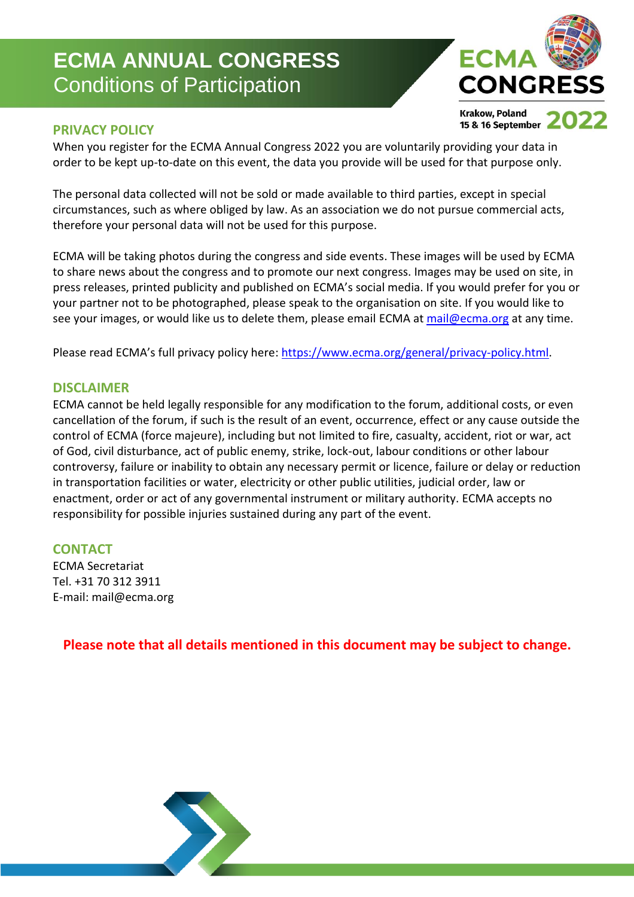# ECMA ANNUAL CONGRESS
## Conditions of Participation

ECMA CONGRESS
Krakow, Poland
15 & 16 September 2022

## PRIVACY POLICY

When you register for the ECMA Annual Congress 2022 you are voluntarily providing your data in order to be kept up-to-date on this event, the data you provide will be used for that purpose only.

The personal data collected will not be sold or made available to third parties, except in special circumstances, such as where obliged by law. As an association we do not pursue commercial acts, therefore your personal data will not be used for this purpose.

ECMA will be taking photos during the congress and side events. These images will be used by ECMA to share news about the congress and to promote our next congress. Images may be used on site, in press releases, printed publicity and published on ECMA's social media. If you would prefer for you or your partner not to be photographed, please speak to the organisation on site. If you would like to see your images, or would like us to delete them, please email ECMA at mail@ecma.org at any time.

Please read ECMA's full privacy policy here: https://www.ecma.org/general/privacy-policy.html.

## DISCLAIMER

ECMA cannot be held legally responsible for any modification to the forum, additional costs, or even cancellation of the forum, if such is the result of an event, occurrence, effect or any cause outside the control of ECMA (force majeure), including but not limited to fire, casualty, accident, riot or war, act of God, civil disturbance, act of public enemy, strike, lock-out, labour conditions or other labour controversy, failure or inability to obtain any necessary permit or licence, failure or delay or reduction in transportation facilities or water, electricity or other public utilities, judicial order, law or enactment, order or act of any governmental instrument or military authority. ECMA accepts no responsibility for possible injuries sustained during any part of the event.

## CONTACT

ECMA Secretariat
Tel. +31 70 312 3911
E-mail: mail@ecma.org

**Please note that all details mentioned in this document may be subject to change.**